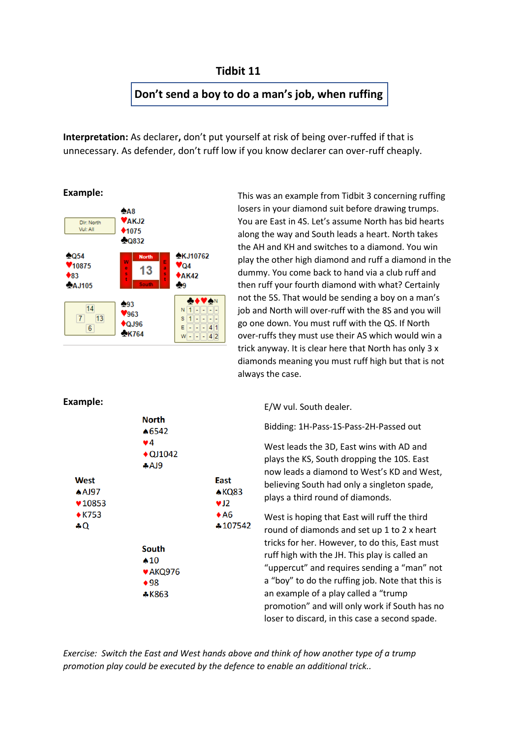# Tidbit 11

## Don't send a boy to do a man's job, when ruffing

**Interpretation:** As declarer**,** don't put yourself at risk of being over-ruffed if that is unnecessary. As defender, don't ruff low if you know declarer can over-ruff cheaply.

**Example:**

Dlr: North
Vul: All

North
♠A8
♥AKJ2
♦1075
♣Q832

West
♠Q54
♥10875
♦83
♣AJ105

East
♠KJ10762
♥Q4
♦AK42
♣9

South
♠93
♥963
♦QJ96
♣K764

HCP: North 14, West 7, East 13, South 6

| | ♣ | ♦ | ♥ | ♠ | N |
|---|---|---|---|---|---|
| N | 1 | - | - | - | - |
| S | 1 | - | - | - | - |
| E | - | - | - | 4 | 1 |
| W | - | - | - | 4 | 2 |

This was an example from Tidbit 3 concerning ruffing losers in your diamond suit before drawing trumps. You are East in 4S. Let's assume North has bid hearts along the way and South leads a heart. North takes the AH and KH and switches to a diamond. You win play the other high diamond and ruff a diamond in the dummy. You come back to hand via a club ruff and then ruff your fourth diamond with what? Certainly not the 5S. That would be sending a boy on a man's job and North will over-ruff with the 8S and you will go one down. You must ruff with the QS. If North over-ruffs they must use their AS which would win a trick anyway. It is clear here that North has only 3 x diamonds meaning you must ruff high but that is not always the case.

**Example:**

North
♠6542
♥4
♦QJ1042
♣AJ9

West
♠AJ97
♥10853
♦K753
♣Q

East
♠KQ83
♥J2
♦A6
♣107542

South
♠10
♥AKQ976
♦98
♣K863

E/W vul. South dealer.

Bidding: 1H-Pass-1S-Pass-2H-Passed out

West leads the 3D, East wins with AD and plays the KS, South dropping the 10S. East now leads a diamond to West's KD and West, believing South had only a singleton spade, plays a third round of diamonds.

West is hoping that East will ruff the third round of diamonds and set up 1 to 2 x heart tricks for her. However, to do this, East must ruff high with the JH. This play is called an "uppercut" and requires sending a "man" not a "boy" to do the ruffing job. Note that this is an example of a play called a "trump promotion" and will only work if South has no loser to discard, in this case a second spade.

*Exercise: Switch the East and West hands above and think of how another type of a trump promotion play could be executed by the defence to enable an additional trick..*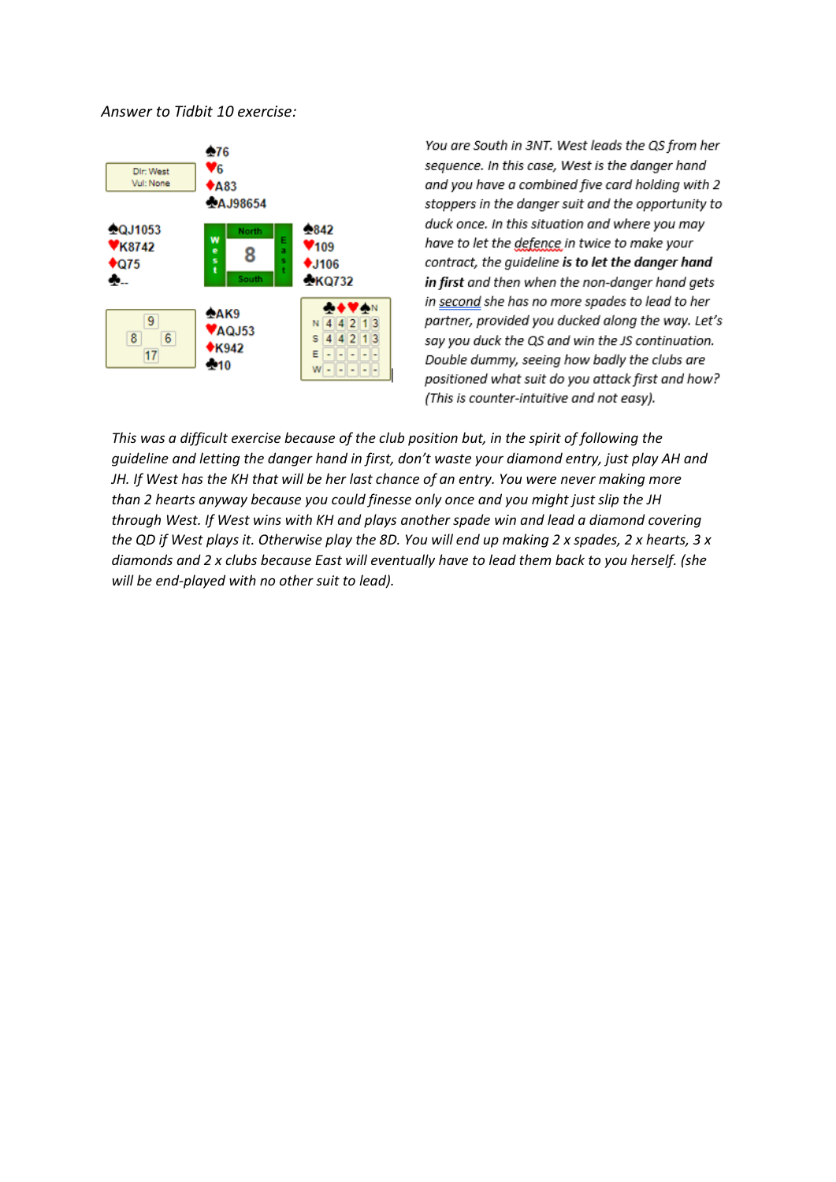*Answer to Tidbit 10 exercise:*

| | | |
|---|---|---|
| Dlr: West<br>Vul: None | ♠76<br>♥6<br>♦A83<br>♣AJ98654 | |
| ♠QJ1053<br>♥K8742<br>♦Q75<br>♣-- | North / West / East / South<br>8 | ♠842<br>♥109<br>♦J106<br>♣KQ732 |
| 9<br>8 6<br>17 | ♠AK9<br>♥AQJ53<br>♦K942<br>♣10 | |

| | ♣ | ♦ | ♥ | ♠ | N |
|---|---|---|---|---|---|
| N | 4 | 4 | 2 | 1 | 3 |
| S | 4 | 4 | 2 | 1 | 3 |
| E | - | - | - | - | - |
| W | - | - | - | - | - |

*You are South in 3NT. West leads the QS from her sequence. In this case, West is the danger hand and you have a combined five card holding with 2 stoppers in the danger suit and the opportunity to duck once. In this situation and where you may have to let the defence in twice to make your contract, the guideline* ***is to let the danger hand in first*** *and then when the non-danger hand gets in second she has no more spades to lead to her partner, provided you ducked along the way. Let's say you duck the QS and win the JS continuation. Double dummy, seeing how badly the clubs are positioned what suit do you attack first and how? (This is counter-intuitive and not easy).*

*This was a difficult exercise because of the club position but, in the spirit of following the guideline and letting the danger hand in first, don't waste your diamond entry, just play AH and JH. If West has the KH that will be her last chance of an entry. You were never making more than 2 hearts anyway because you could finesse only once and you might just slip the JH through West. If West wins with KH and plays another spade win and lead a diamond covering the QD if West plays it. Otherwise play the 8D. You will end up making 2 x spades, 2 x hearts, 3 x diamonds and 2 x clubs because East will eventually have to lead them back to you herself. (she will be end-played with no other suit to lead).*